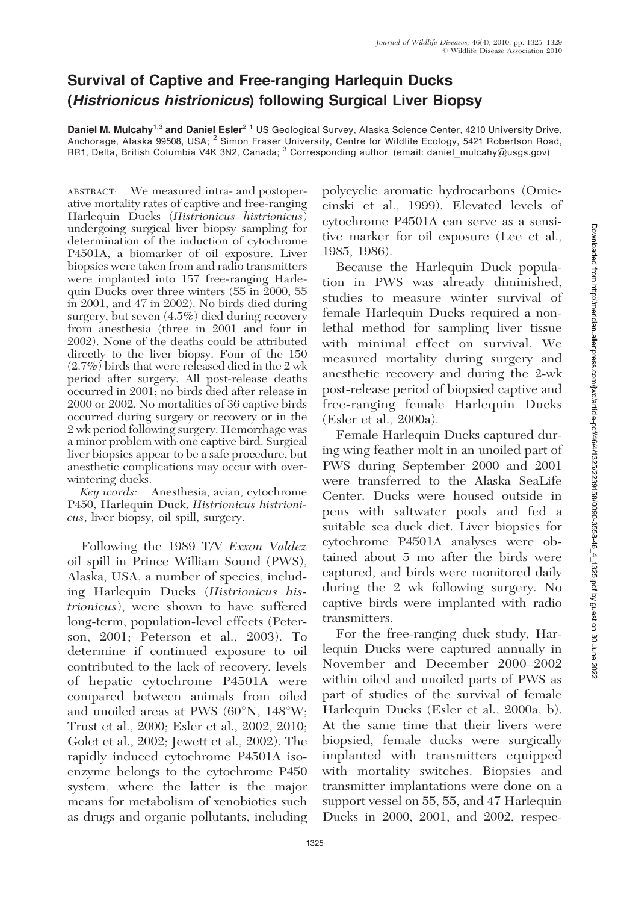# Survival of Captive and Free-ranging Harlequin Ducks (*Histrionicus histrionicus*) following Surgical Liver Biopsy

**Daniel M. Mulcahy**[1,3] **and Daniel Esler**[2] [1] US Geological Survey, Alaska Science Center, 4210 University Drive, Anchorage, Alaska 99508, USA; [2] Simon Fraser University, Centre for Wildlife Ecology, 5421 Robertson Road, RR1, Delta, British Columbia V4K 3N2, Canada; [3] Corresponding author (email: daniel_mulcahy@usgs.gov)

ABSTRACT: We measured intra- and postoperative mortality rates of captive and free-ranging Harlequin Ducks (*Histrionicus histrionicus*) undergoing surgical liver biopsy sampling for determination of the induction of cytochrome P4501A, a biomarker of oil exposure. Liver biopsies were taken from and radio transmitters were implanted into 157 free-ranging Harlequin Ducks over three winters (55 in 2000, 55 in 2001, and 47 in 2002). No birds died during surgery, but seven (4.5%) died during recovery from anesthesia (three in 2001 and four in 2002). None of the deaths could be attributed directly to the liver biopsy. Four of the 150 (2.7%) birds that were released died in the 2 wk period after surgery. All post-release deaths occurred in 2001; no birds died after release in 2000 or 2002. No mortalities of 36 captive birds occurred during surgery or recovery or in the 2 wk period following surgery. Hemorrhage was a minor problem with one captive bird. Surgical liver biopsies appear to be a safe procedure, but anesthetic complications may occur with overwintering ducks.

*Key words:* Anesthesia, avian, cytochrome P450, Harlequin Duck, *Histrionicus histrionicus*, liver biopsy, oil spill, surgery.

Following the 1989 T/V *Exxon Valdez* oil spill in Prince William Sound (PWS), Alaska, USA, a number of species, including Harlequin Ducks (*Histrionicus histrionicus*), were shown to have suffered long-term, population-level effects (Peterson, 2001; Peterson et al., 2003). To determine if continued exposure to oil contributed to the lack of recovery, levels of hepatic cytochrome P4501A were compared between animals from oiled and unoiled areas at PWS (60°N, 148°W; Trust et al., 2000; Esler et al., 2002, 2010; Golet et al., 2002; Jewett et al., 2002). The rapidly induced cytochrome P4501A isoenzyme belongs to the cytochrome P450 system, where the latter is the major means for metabolism of xenobiotics such as drugs and organic pollutants, including polycyclic aromatic hydrocarbons (Omiecinski et al., 1999). Elevated levels of cytochrome P4501A can serve as a sensitive marker for oil exposure (Lee et al., 1985, 1986).

Because the Harlequin Duck population in PWS was already diminished, studies to measure winter survival of female Harlequin Ducks required a nonlethal method for sampling liver tissue with minimal effect on survival. We measured mortality during surgery and anesthetic recovery and during the 2-wk post-release period of biopsied captive and free-ranging female Harlequin Ducks (Esler et al., 2000a).

Female Harlequin Ducks captured during wing feather molt in an unoiled part of PWS during September 2000 and 2001 were transferred to the Alaska SeaLife Center. Ducks were housed outside in pens with saltwater pools and fed a suitable sea duck diet. Liver biopsies for cytochrome P4501A analyses were obtained about 5 mo after the birds were captured, and birds were monitored daily during the 2 wk following surgery. No captive birds were implanted with radio transmitters.

For the free-ranging duck study, Harlequin Ducks were captured annually in November and December 2000–2002 within oiled and unoiled parts of PWS as part of studies of the survival of female Harlequin Ducks (Esler et al., 2000a, b). At the same time that their livers were biopsied, female ducks were surgically implanted with transmitters equipped with mortality switches. Biopsies and transmitter implantations were done on a support vessel on 55, 55, and 47 Harlequin Ducks in 2000, 2001, and 2002, respec-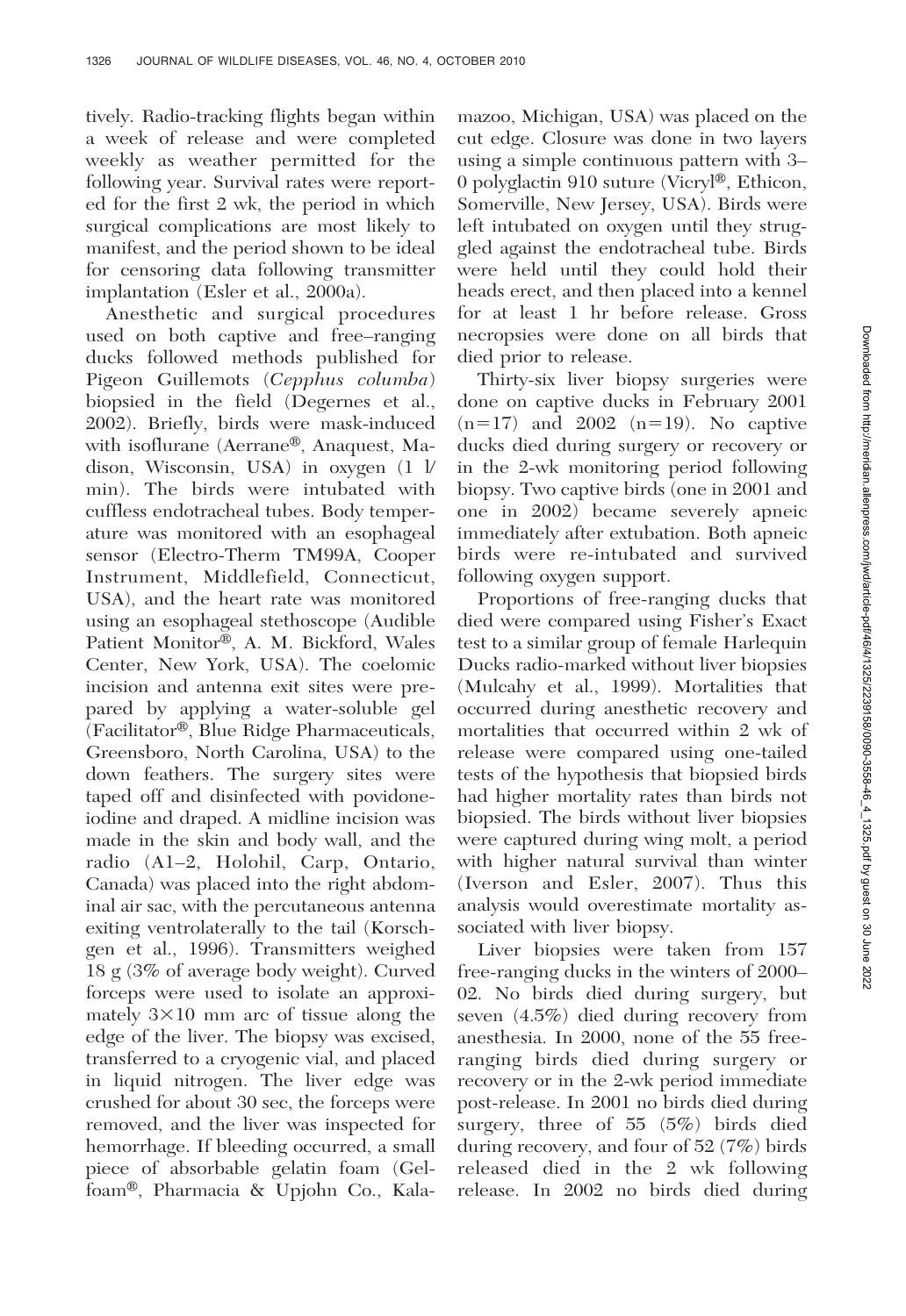tively. Radio-tracking flights began within a week of release and were completed weekly as weather permitted for the following year. Survival rates were reported for the first 2 wk, the period in which surgical complications are most likely to manifest, and the period shown to be ideal for censoring data following transmitter implantation (Esler et al., 2000a).

Anesthetic and surgical procedures used on both captive and free–ranging ducks followed methods published for Pigeon Guillemots (*Cepphus columba*) biopsied in the field (Degernes et al., 2002). Briefly, birds were mask-induced with isoflurane (Aerrane®, Anaquest, Madison, Wisconsin, USA) in oxygen (1 l/min). The birds were intubated with cuffless endotracheal tubes. Body temperature was monitored with an esophageal sensor (Electro-Therm TM99A, Cooper Instrument, Middlefield, Connecticut, USA), and the heart rate was monitored using an esophageal stethoscope (Audible Patient Monitor®, A. M. Bickford, Wales Center, New York, USA). The coelomic incision and antenna exit sites were prepared by applying a water-soluble gel (Facilitator®, Blue Ridge Pharmaceuticals, Greensboro, North Carolina, USA) to the down feathers. The surgery sites were taped off and disinfected with povidone-iodine and draped. A midline incision was made in the skin and body wall, and the radio (A1–2, Holohil, Carp, Ontario, Canada) was placed into the right abdominal air sac, with the percutaneous antenna exiting ventrolaterally to the tail (Korschgen et al., 1996). Transmitters weighed 18 g (3% of average body weight). Curved forceps were used to isolate an approximately 3×10 mm arc of tissue along the edge of the liver. The biopsy was excised, transferred to a cryogenic vial, and placed in liquid nitrogen. The liver edge was crushed for about 30 sec, the forceps were removed, and the liver was inspected for hemorrhage. If bleeding occurred, a small piece of absorbable gelatin foam (Gelfoam®, Pharmacia & Upjohn Co., Kalamazoo, Michigan, USA) was placed on the cut edge. Closure was done in two layers using a simple continuous pattern with 3–0 polyglactin 910 suture (Vicryl®, Ethicon, Somerville, New Jersey, USA). Birds were left intubated on oxygen until they struggled against the endotracheal tube. Birds were held until they could hold their heads erect, and then placed into a kennel for at least 1 hr before release. Gross necropsies were done on all birds that died prior to release.

Thirty-six liver biopsy surgeries were done on captive ducks in February 2001 (n=17) and 2002 (n=19). No captive ducks died during surgery or recovery or in the 2-wk monitoring period following biopsy. Two captive birds (one in 2001 and one in 2002) became severely apneic immediately after extubation. Both apneic birds were re-intubated and survived following oxygen support.

Proportions of free-ranging ducks that died were compared using Fisher's Exact test to a similar group of female Harlequin Ducks radio-marked without liver biopsies (Mulcahy et al., 1999). Mortalities that occurred during anesthetic recovery and mortalities that occurred within 2 wk of release were compared using one-tailed tests of the hypothesis that biopsied birds had higher mortality rates than birds not biopsied. The birds without liver biopsies were captured during wing molt, a period with higher natural survival than winter (Iverson and Esler, 2007). Thus this analysis would overestimate mortality associated with liver biopsy.

Liver biopsies were taken from 157 free-ranging ducks in the winters of 2000–02. No birds died during surgery, but seven (4.5%) died during recovery from anesthesia. In 2000, none of the 55 free-ranging birds died during surgery or recovery or in the 2-wk period immediate post-release. In 2001 no birds died during surgery, three of 55 (5%) birds died during recovery, and four of 52 (7%) birds released died in the 2 wk following release. In 2002 no birds died during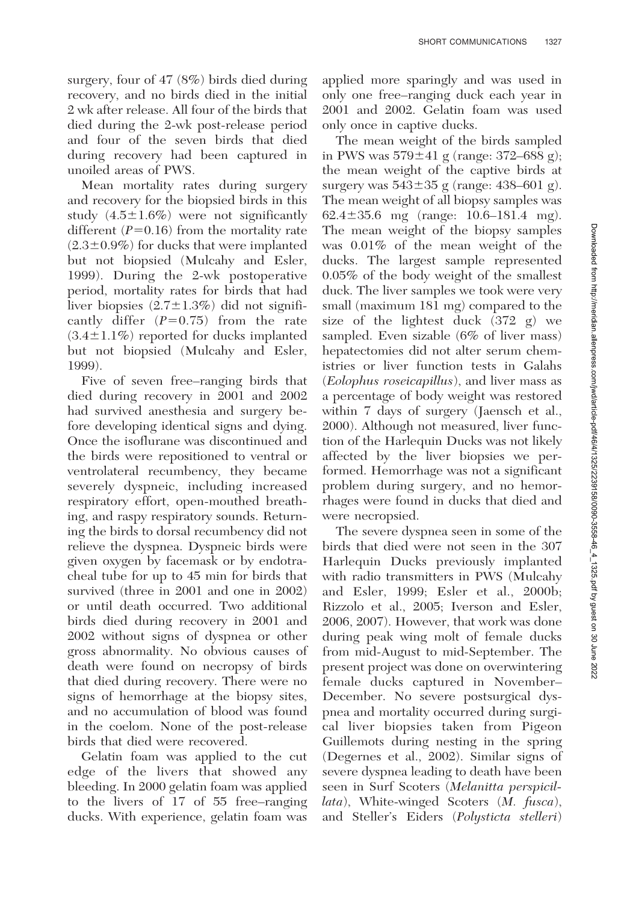surgery, four of 47 (8%) birds died during recovery, and no birds died in the initial 2 wk after release. All four of the birds that died during the 2-wk post-release period and four of the seven birds that died during recovery had been captured in unoiled areas of PWS.

Mean mortality rates during surgery and recovery for the biopsied birds in this study (4.5±1.6%) were not significantly different ($P=0.16$) from the mortality rate (2.3±0.9%) for ducks that were implanted but not biopsied (Mulcahy and Esler, 1999). During the 2-wk postoperative period, mortality rates for birds that had liver biopsies (2.7±1.3%) did not significantly differ ($P=0.75$) from the rate (3.4±1.1%) reported for ducks implanted but not biopsied (Mulcahy and Esler, 1999).

Five of seven free–ranging birds that died during recovery in 2001 and 2002 had survived anesthesia and surgery before developing identical signs and dying. Once the isoflurane was discontinued and the birds were repositioned to ventral or ventrolateral recumbency, they became severely dyspneic, including increased respiratory effort, open-mouthed breathing, and raspy respiratory sounds. Returning the birds to dorsal recumbency did not relieve the dyspnea. Dyspneic birds were given oxygen by facemask or by endotracheal tube for up to 45 min for birds that survived (three in 2001 and one in 2002) or until death occurred. Two additional birds died during recovery in 2001 and 2002 without signs of dyspnea or other gross abnormality. No obvious causes of death were found on necropsy of birds that died during recovery. There were no signs of hemorrhage at the biopsy sites, and no accumulation of blood was found in the coelom. None of the post-release birds that died were recovered.

Gelatin foam was applied to the cut edge of the livers that showed any bleeding. In 2000 gelatin foam was applied to the livers of 17 of 55 free–ranging ducks. With experience, gelatin foam was applied more sparingly and was used in only one free–ranging duck each year in 2001 and 2002. Gelatin foam was used only once in captive ducks.

The mean weight of the birds sampled in PWS was 579±41 g (range: 372–688 g); the mean weight of the captive birds at surgery was 543±35 g (range: 438–601 g). The mean weight of all biopsy samples was 62.4±35.6 mg (range: 10.6–181.4 mg). The mean weight of the biopsy samples was 0.01% of the mean weight of the ducks. The largest sample represented 0.05% of the body weight of the smallest duck. The liver samples we took were very small (maximum 181 mg) compared to the size of the lightest duck (372 g) we sampled. Even sizable (6% of liver mass) hepatectomies did not alter serum chemistries or liver function tests in Galahs (*Eolophus roseicapillus*), and liver mass as a percentage of body weight was restored within 7 days of surgery (Jaensch et al., 2000). Although not measured, liver function of the Harlequin Ducks was not likely affected by the liver biopsies we performed. Hemorrhage was not a significant problem during surgery, and no hemorrhages were found in ducks that died and were necropsied.

The severe dyspnea seen in some of the birds that died were not seen in the 307 Harlequin Ducks previously implanted with radio transmitters in PWS (Mulcahy and Esler, 1999; Esler et al., 2000b; Rizzolo et al., 2005; Iverson and Esler, 2006, 2007). However, that work was done during peak wing molt of female ducks from mid-August to mid-September. The present project was done on overwintering female ducks captured in November–December. No severe postsurgical dyspnea and mortality occurred during surgical liver biopsies taken from Pigeon Guillemots during nesting in the spring (Degernes et al., 2002). Similar signs of severe dyspnea leading to death have been seen in Surf Scoters (*Melanitta perspicillata*), White-winged Scoters (*M. fusca*), and Steller's Eiders (*Polysticta stelleri*)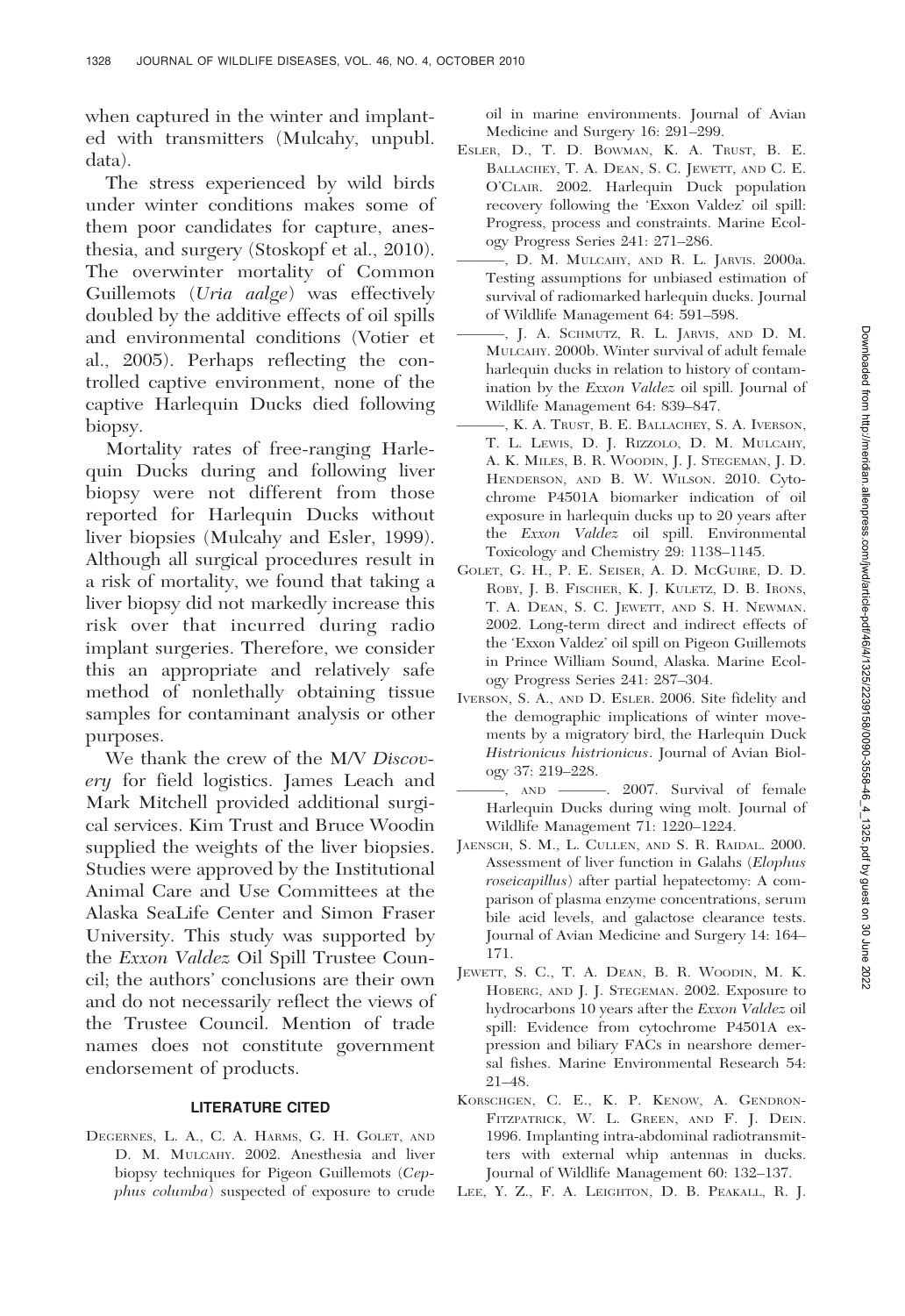when captured in the winter and implanted with transmitters (Mulcahy, unpubl. data).

The stress experienced by wild birds under winter conditions makes some of them poor candidates for capture, anesthesia, and surgery (Stoskopf et al., 2010). The overwinter mortality of Common Guillemots (*Uria aalge*) was effectively doubled by the additive effects of oil spills and environmental conditions (Votier et al., 2005). Perhaps reflecting the controlled captive environment, none of the captive Harlequin Ducks died following biopsy.

Mortality rates of free-ranging Harlequin Ducks during and following liver biopsy were not different from those reported for Harlequin Ducks without liver biopsies (Mulcahy and Esler, 1999). Although all surgical procedures result in a risk of mortality, we found that taking a liver biopsy did not markedly increase this risk over that incurred during radio implant surgeries. Therefore, we consider this an appropriate and relatively safe method of nonlethally obtaining tissue samples for contaminant analysis or other purposes.

We thank the crew of the M/V *Discovery* for field logistics. James Leach and Mark Mitchell provided additional surgical services. Kim Trust and Bruce Woodin supplied the weights of the liver biopsies. Studies were approved by the Institutional Animal Care and Use Committees at the Alaska SeaLife Center and Simon Fraser University. This study was supported by the *Exxon Valdez* Oil Spill Trustee Council; the authors' conclusions are their own and do not necessarily reflect the views of the Trustee Council. Mention of trade names does not constitute government endorsement of products.

## LITERATURE CITED

DEGERNES, L. A., C. A. HARMS, G. H. GOLET, AND D. M. MULCAHY. 2002. Anesthesia and liver biopsy techniques for Pigeon Guillemots (*Cepphus columba*) suspected of exposure to crude oil in marine environments. Journal of Avian Medicine and Surgery 16: 291–299.

ESLER, D., T. D. BOWMAN, K. A. TRUST, B. E. BALLACHEY, T. A. DEAN, S. C. JEWETT, AND C. E. O'CLAIR. 2002. Harlequin Duck population recovery following the 'Exxon Valdez' oil spill: Progress, process and constraints. Marine Ecology Progress Series 241: 271–286.

———, D. M. MULCAHY, AND R. L. JARVIS. 2000a. Testing assumptions for unbiased estimation of survival of radiomarked harlequin ducks. Journal of Wildlife Management 64: 591–598.

———, J. A. SCHMUTZ, R. L. JARVIS, AND D. M. MULCAHY. 2000b. Winter survival of adult female harlequin ducks in relation to history of contamination by the *Exxon Valdez* oil spill. Journal of Wildlife Management 64: 839–847.

———, K. A. TRUST, B. E. BALLACHEY, S. A. IVERSON, T. L. LEWIS, D. J. RIZZOLO, D. M. MULCAHY, A. K. MILES, B. R. WOODIN, J. J. STEGEMAN, J. D. HENDERSON, AND B. W. WILSON. 2010. Cytochrome P4501A biomarker indication of oil exposure in harlequin ducks up to 20 years after the *Exxon Valdez* oil spill. Environmental Toxicology and Chemistry 29: 1138–1145.

GOLET, G. H., P. E. SEISER, A. D. MCGUIRE, D. D. ROBY, J. B. FISCHER, K. J. KULETZ, D. B. IRONS, T. A. DEAN, S. C. JEWETT, AND S. H. NEWMAN. 2002. Long-term direct and indirect effects of the 'Exxon Valdez' oil spill on Pigeon Guillemots in Prince William Sound, Alaska. Marine Ecology Progress Series 241: 287–304.

IVERSON, S. A., AND D. ESLER. 2006. Site fidelity and the demographic implications of winter movements by a migratory bird, the Harlequin Duck *Histrionicus histrionicus*. Journal of Avian Biology 37: 219–228.

———, AND ———. 2007. Survival of female Harlequin Ducks during wing molt. Journal of Wildlife Management 71: 1220–1224.

JAENSCH, S. M., L. CULLEN, AND S. R. RAIDAL. 2000. Assessment of liver function in Galahs (*Elophus roseicapillus*) after partial hepatectomy: A comparison of plasma enzyme concentrations, serum bile acid levels, and galactose clearance tests. Journal of Avian Medicine and Surgery 14: 164–171.

JEWETT, S. C., T. A. DEAN, B. R. WOODIN, M. K. HOBERG, AND J. J. STEGEMAN. 2002. Exposure to hydrocarbons 10 years after the *Exxon Valdez* oil spill: Evidence from cytochrome P4501A expression and biliary FACs in nearshore demersal fishes. Marine Environmental Research 54: 21–48.

KORSCHGEN, C. E., K. P. KENOW, A. GENDRON-FITZPATRICK, W. L. GREEN, AND F. J. DEIN. 1996. Implanting intra-abdominal radiotransmitters with external whip antennas in ducks. Journal of Wildlife Management 60: 132–137.

LEE, Y. Z., F. A. LEIGHTON, D. B. PEAKALL, R. J.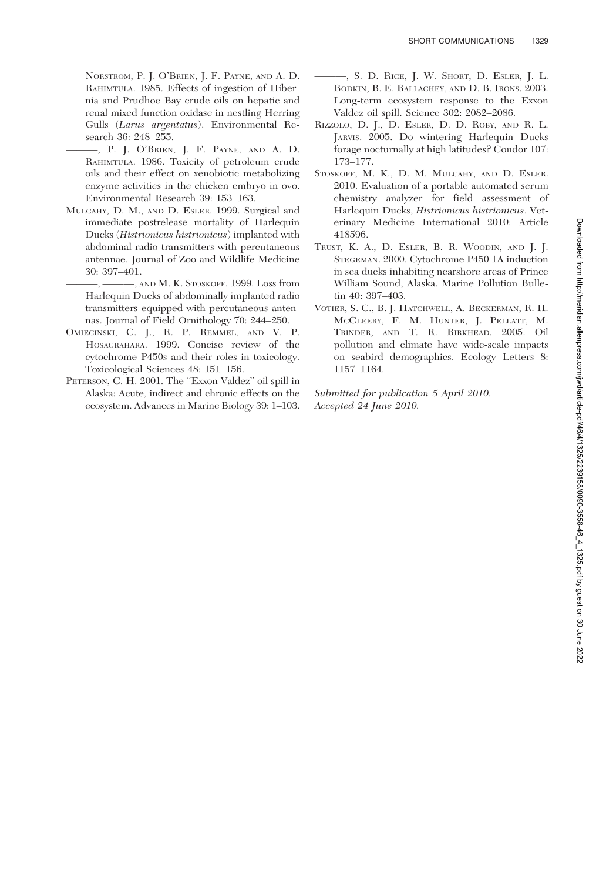NORSTROM, P. J. O'BRIEN, J. F. PAYNE, AND A. D. RAHIMTULA. 1985. Effects of ingestion of Hibernia and Prudhoe Bay crude oils on hepatic and renal mixed function oxidase in nestling Herring Gulls (*Larus argentatus*). Environmental Research 36: 248–255.

———, P. J. O'BRIEN, J. F. PAYNE, AND A. D. RAHIMTULA. 1986. Toxicity of petroleum crude oils and their effect on xenobiotic metabolizing enzyme activities in the chicken embryo in ovo. Environmental Research 39: 153–163.

MULCAHY, D. M., AND D. ESLER. 1999. Surgical and immediate postrelease mortality of Harlequin Ducks (*Histrionicus histrionicus*) implanted with abdominal radio transmitters with percutaneous antennae. Journal of Zoo and Wildlife Medicine 30: 397–401.

———, ———, AND M. K. STOSKOPF. 1999. Loss from Harlequin Ducks of abdominally implanted radio transmitters equipped with percutaneous antennas. Journal of Field Ornithology 70: 244–250.

OMIECINSKI, C. J., R. P. REMMEL, AND V. P. HOSAGRAHARA. 1999. Concise review of the cytochrome P450s and their roles in toxicology. Toxicological Sciences 48: 151–156.

PETERSON, C. H. 2001. The "Exxon Valdez" oil spill in Alaska: Acute, indirect and chronic effects on the ecosystem. Advances in Marine Biology 39: 1–103.

———, S. D. RICE, J. W. SHORT, D. ESLER, J. L. BODKIN, B. E. BALLACHEY, AND D. B. IRONS. 2003. Long-term ecosystem response to the Exxon Valdez oil spill. Science 302: 2082–2086.

RIZZOLO, D. J., D. ESLER, D. D. ROBY, AND R. L. JARVIS. 2005. Do wintering Harlequin Ducks forage nocturnally at high latitudes? Condor 107: 173–177.

STOSKOPF, M. K., D. M. MULCAHY, AND D. ESLER. 2010. Evaluation of a portable automated serum chemistry analyzer for field assessment of Harlequin Ducks, *Histrionicus histrionicus*. Veterinary Medicine International 2010: Article 418596.

TRUST, K. A., D. ESLER, B. R. WOODIN, AND J. J. STEGEMAN. 2000. Cytochrome P450 1A induction in sea ducks inhabiting nearshore areas of Prince William Sound, Alaska. Marine Pollution Bulletin 40: 397–403.

VOTIER, S. C., B. J. HATCHWELL, A. BECKERMAN, R. H. MCCLEERY, F. M. HUNTER, J. PELLATT, M. TRINDER, AND T. R. BIRKHEAD. 2005. Oil pollution and climate have wide-scale impacts on seabird demographics. Ecology Letters 8: 1157–1164.

*Submitted for publication 5 April 2010.*
*Accepted 24 June 2010.*